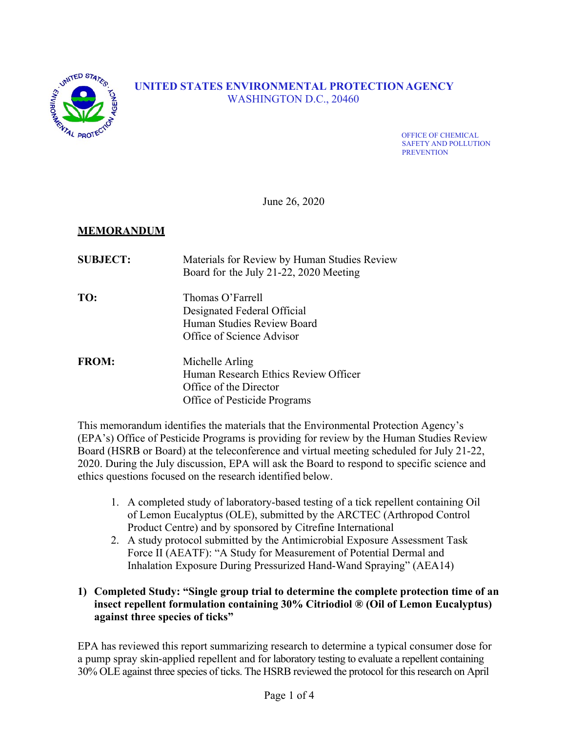**UNITED STATES ENVIRONMENTAL PROTECTION AGENCY**
WASHINGTON D.C., 20460

OFFICE OF CHEMICAL SAFETY AND POLLUTION PREVENTION

June 26, 2020

**MEMORANDUM**

**SUBJECT:** Materials for Review by Human Studies Review Board for the July 21-22, 2020 Meeting

**TO:** Thomas O'Farrell
Designated Federal Official
Human Studies Review Board
Office of Science Advisor

**FROM:** Michelle Arling
Human Research Ethics Review Officer
Office of the Director
Office of Pesticide Programs

This memorandum identifies the materials that the Environmental Protection Agency's (EPA's) Office of Pesticide Programs is providing for review by the Human Studies Review Board (HSRB or Board) at the teleconference and virtual meeting scheduled for July 21-22, 2020. During the July discussion, EPA will ask the Board to respond to specific science and ethics questions focused on the research identified below.

1. A completed study of laboratory-based testing of a tick repellent containing Oil of Lemon Eucalyptus (OLE), submitted by the ARCTEC (Arthropod Control Product Centre) and by sponsored by Citrefine International
2. A study protocol submitted by the Antimicrobial Exposure Assessment Task Force II (AEATF): "A Study for Measurement of Potential Dermal and Inhalation Exposure During Pressurized Hand-Wand Spraying" (AEA14)

**1) Completed Study: "Single group trial to determine the complete protection time of an insect repellent formulation containing 30% Citriodiol ® (Oil of Lemon Eucalyptus) against three species of ticks"**

EPA has reviewed this report summarizing research to determine a typical consumer dose for a pump spray skin-applied repellent and for laboratory testing to evaluate a repellent containing 30% OLE against three species of ticks. The HSRB reviewed the protocol for this research on April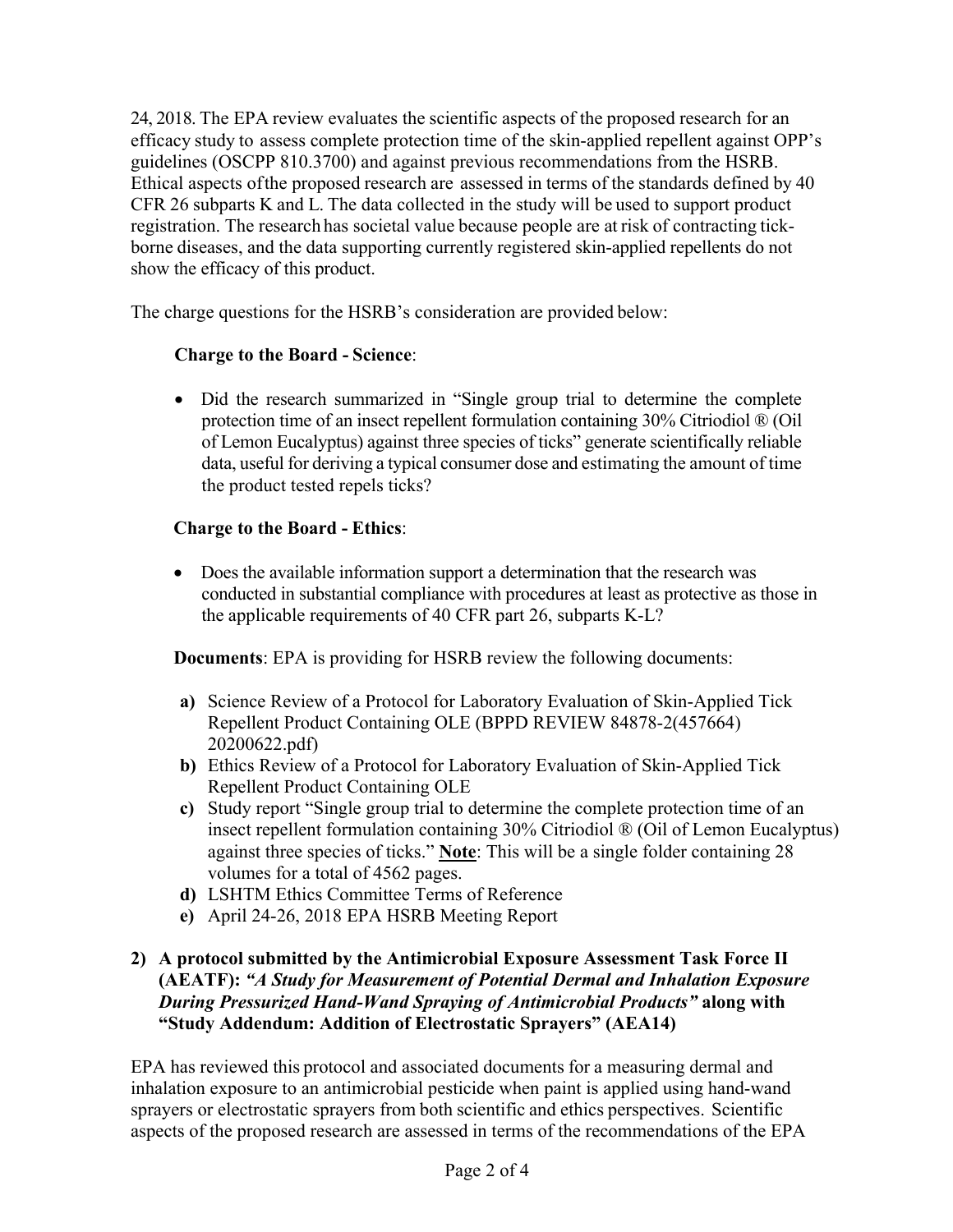24, 2018. The EPA review evaluates the scientific aspects of the proposed research for an efficacy study to assess complete protection time of the skin-applied repellent against OPP's guidelines (OSCPP 810.3700) and against previous recommendations from the HSRB. Ethical aspects of the proposed research are assessed in terms of the standards defined by 40 CFR 26 subparts K and L. The data collected in the study will be used to support product registration. The research has societal value because people are at risk of contracting tick-borne diseases, and the data supporting currently registered skin-applied repellents do not show the efficacy of this product.

The charge questions for the HSRB's consideration are provided below:

**Charge to the Board - Science**:

- Did the research summarized in "Single group trial to determine the complete protection time of an insect repellent formulation containing 30% Citriodiol ® (Oil of Lemon Eucalyptus) against three species of ticks" generate scientifically reliable data, useful for deriving a typical consumer dose and estimating the amount of time the product tested repels ticks?

**Charge to the Board - Ethics**:

- Does the available information support a determination that the research was conducted in substantial compliance with procedures at least as protective as those in the applicable requirements of 40 CFR part 26, subparts K-L?

**Documents**: EPA is providing for HSRB review the following documents:

- **a)** Science Review of a Protocol for Laboratory Evaluation of Skin-Applied Tick Repellent Product Containing OLE (BPPD REVIEW 84878-2(457664) 20200622.pdf)
- **b)** Ethics Review of a Protocol for Laboratory Evaluation of Skin-Applied Tick Repellent Product Containing OLE
- **c)** Study report "Single group trial to determine the complete protection time of an insect repellent formulation containing 30% Citriodiol ® (Oil of Lemon Eucalyptus) against three species of ticks." **Note**: This will be a single folder containing 28 volumes for a total of 4562 pages.
- **d)** LSHTM Ethics Committee Terms of Reference
- **e)** April 24-26, 2018 EPA HSRB Meeting Report

**2) A protocol submitted by the Antimicrobial Exposure Assessment Task Force II (AEATF): *"A Study for Measurement of Potential Dermal and Inhalation Exposure During Pressurized Hand-Wand Spraying of Antimicrobial Products"* along with "Study Addendum: Addition of Electrostatic Sprayers" (AEA14)**

EPA has reviewed this protocol and associated documents for a measuring dermal and inhalation exposure to an antimicrobial pesticide when paint is applied using hand-wand sprayers or electrostatic sprayers from both scientific and ethics perspectives. Scientific aspects of the proposed research are assessed in terms of the recommendations of the EPA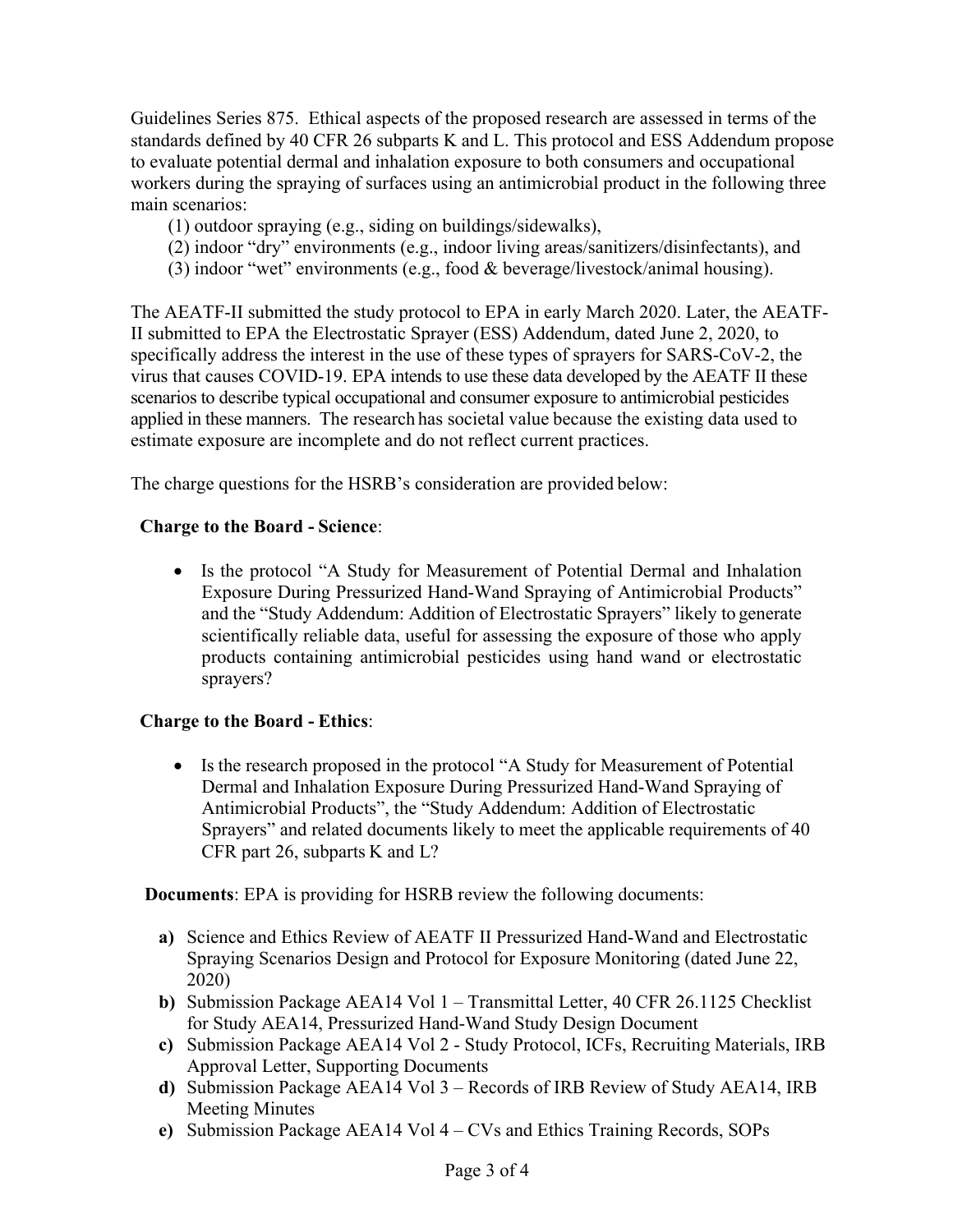Guidelines Series 875. Ethical aspects of the proposed research are assessed in terms of the standards defined by 40 CFR 26 subparts K and L. This protocol and ESS Addendum propose to evaluate potential dermal and inhalation exposure to both consumers and occupational workers during the spraying of surfaces using an antimicrobial product in the following three main scenarios:

(1) outdoor spraying (e.g., siding on buildings/sidewalks),
(2) indoor "dry" environments (e.g., indoor living areas/sanitizers/disinfectants), and
(3) indoor "wet" environments (e.g., food & beverage/livestock/animal housing).

The AEATF-II submitted the study protocol to EPA in early March 2020. Later, the AEATF-II submitted to EPA the Electrostatic Sprayer (ESS) Addendum, dated June 2, 2020, to specifically address the interest in the use of these types of sprayers for SARS-CoV-2, the virus that causes COVID-19. EPA intends to use these data developed by the AEATF II these scenarios to describe typical occupational and consumer exposure to antimicrobial pesticides applied in these manners. The research has societal value because the existing data used to estimate exposure are incomplete and do not reflect current practices.

The charge questions for the HSRB's consideration are provided below:

**Charge to the Board - Science**:

- Is the protocol "A Study for Measurement of Potential Dermal and Inhalation Exposure During Pressurized Hand-Wand Spraying of Antimicrobial Products" and the "Study Addendum: Addition of Electrostatic Sprayers" likely to generate scientifically reliable data, useful for assessing the exposure of those who apply products containing antimicrobial pesticides using hand wand or electrostatic sprayers?

**Charge to the Board - Ethics**:

- Is the research proposed in the protocol "A Study for Measurement of Potential Dermal and Inhalation Exposure During Pressurized Hand-Wand Spraying of Antimicrobial Products", the "Study Addendum: Addition of Electrostatic Sprayers" and related documents likely to meet the applicable requirements of 40 CFR part 26, subparts K and L?

**Documents**: EPA is providing for HSRB review the following documents:

**a)** Science and Ethics Review of AEATF II Pressurized Hand-Wand and Electrostatic Spraying Scenarios Design and Protocol for Exposure Monitoring (dated June 22, 2020)

**b)** Submission Package AEA14 Vol 1 – Transmittal Letter, 40 CFR 26.1125 Checklist for Study AEA14, Pressurized Hand-Wand Study Design Document

**c)** Submission Package AEA14 Vol 2 - Study Protocol, ICFs, Recruiting Materials, IRB Approval Letter, Supporting Documents

**d)** Submission Package AEA14 Vol 3 – Records of IRB Review of Study AEA14, IRB Meeting Minutes

**e)** Submission Package AEA14 Vol 4 – CVs and Ethics Training Records, SOPs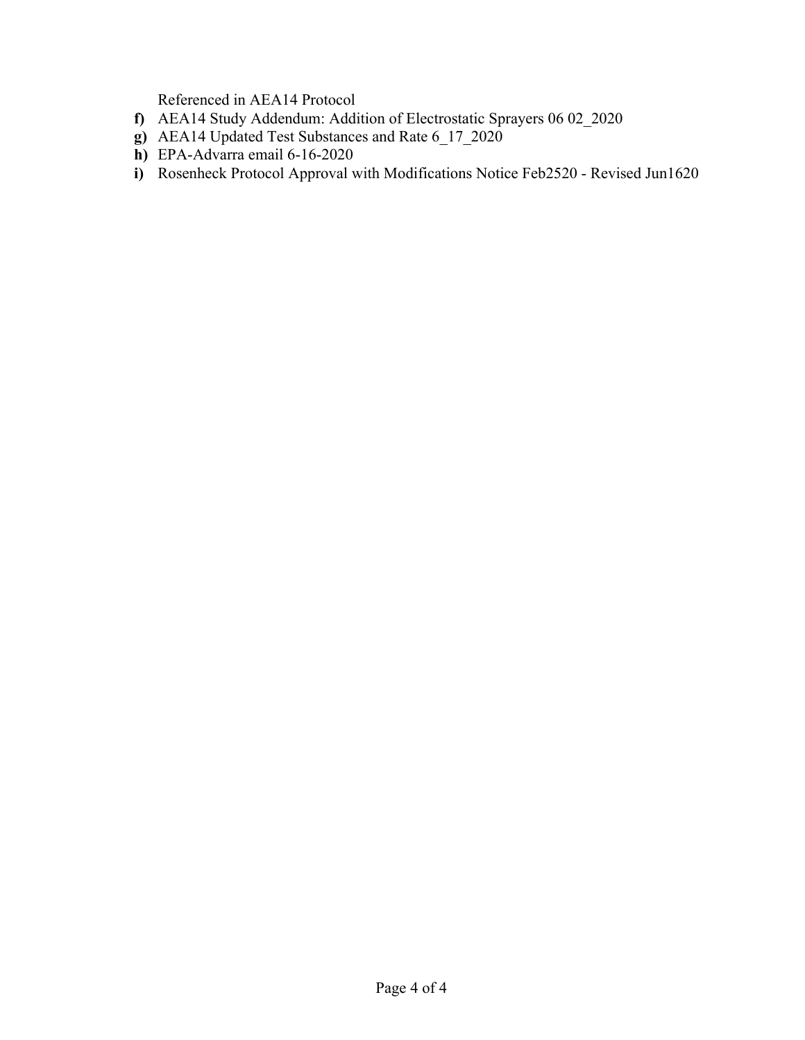Referenced in AEA14 Protocol

- **f)** AEA14 Study Addendum: Addition of Electrostatic Sprayers 06 02_2020
- **g)** AEA14 Updated Test Substances and Rate 6_17_2020
- **h)** EPA-Advarra email 6-16-2020
- **i)** Rosenheck Protocol Approval with Modifications Notice Feb2520 - Revised Jun1620